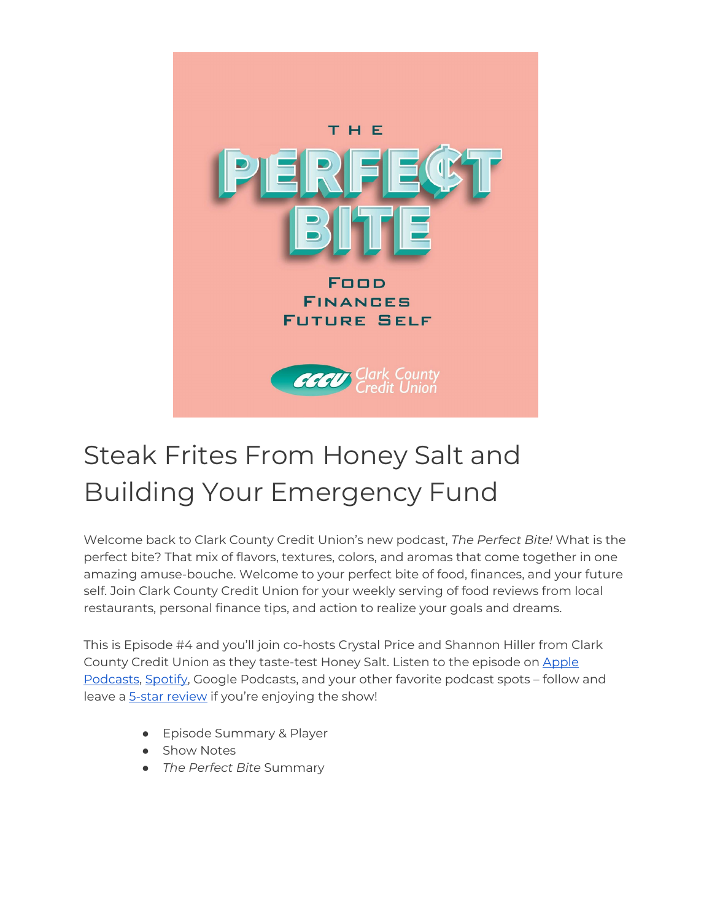# Steak Frites From Honey Salt and Building Your Emergency Fund

Welcome back to Clark County Credit Union's new podcast, *The Perfect Bite!* What is the perfect bite? That mix of flavors, textures, colors, and aromas that come together in one amazing amuse-bouche. Welcome to your perfect bite of food, finances, and your future self. Join Clark County Credit Union for your weekly serving of food reviews from local restaurants, personal finance tips, and action to realize your goals and dreams.

This is Episode #4 and you'll join co-hosts Crystal Price and Shannon Hiller from Clark County Credit Union as they taste-test Honey Salt. Listen to the episode on Apple Podcasts, Spotify, Google Podcasts, and your other favorite podcast spots – follow and leave a 5-star review if you're enjoying the show!

- Episode Summary & Player
- Show Notes
- *The Perfect Bite* Summary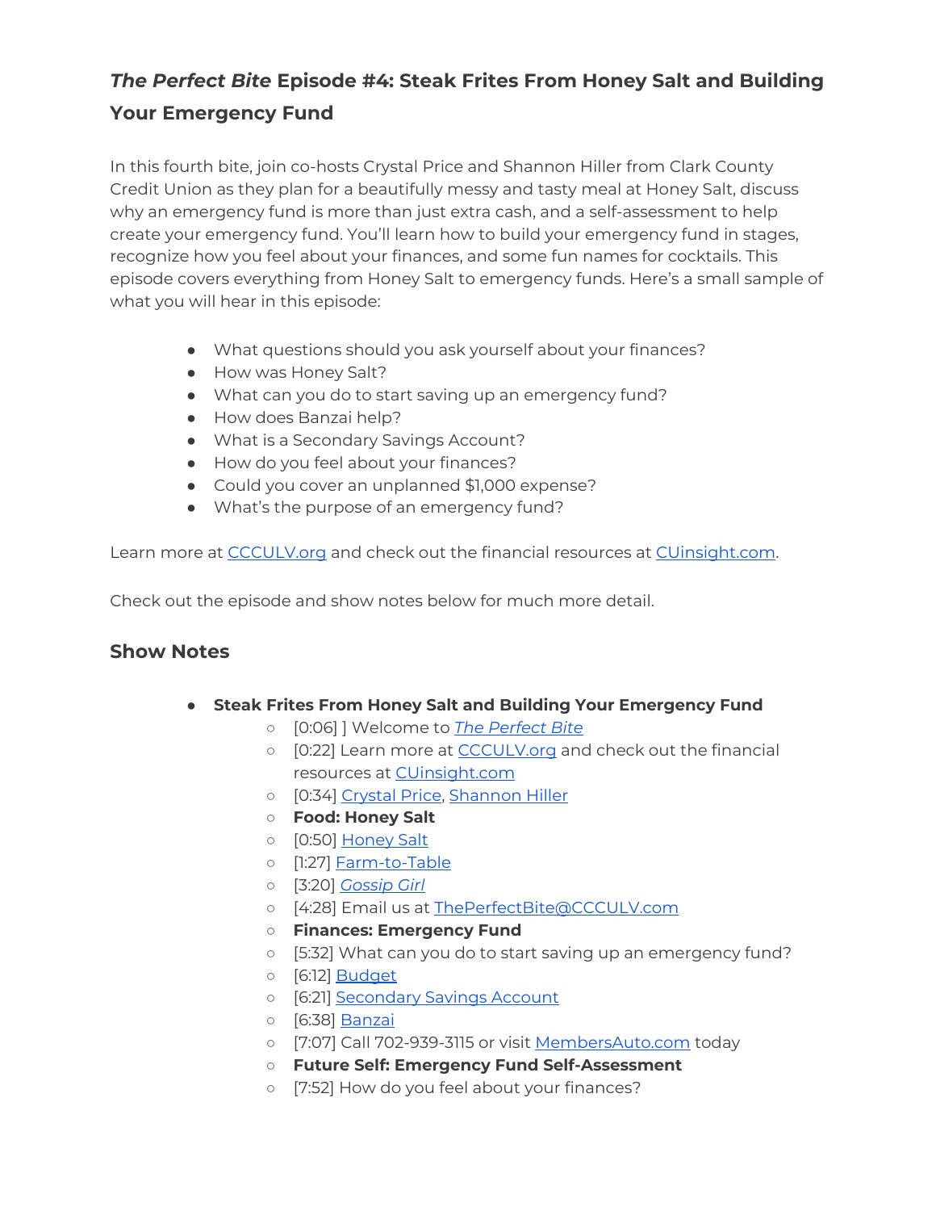## *The Perfect Bite* Episode #4: Steak Frites From Honey Salt and Building Your Emergency Fund

In this fourth bite, join co-hosts Crystal Price and Shannon Hiller from Clark County Credit Union as they plan for a beautifully messy and tasty meal at Honey Salt, discuss why an emergency fund is more than just extra cash, and a self-assessment to help create your emergency fund. You'll learn how to build your emergency fund in stages, recognize how you feel about your finances, and some fun names for cocktails. This episode covers everything from Honey Salt to emergency funds. Here's a small sample of what you will hear in this episode:

- What questions should you ask yourself about your finances?
- How was Honey Salt?
- What can you do to start saving up an emergency fund?
- How does Banzai help?
- What is a Secondary Savings Account?
- How do you feel about your finances?
- Could you cover an unplanned $1,000 expense?
- What's the purpose of an emergency fund?

Learn more at [CCCULV.org]() and check out the financial resources at [CUinsight.com]().

Check out the episode and show notes below for much more detail.

### Show Notes

- **Steak Frites From Honey Salt and Building Your Emergency Fund**
  - [0:06] ] Welcome to [*The Perfect Bite*]()
  - [0:22] Learn more at [CCCULV.org]() and check out the financial resources at [CUinsight.com]()
  - [0:34] [Crystal Price](), [Shannon Hiller]()
  - **Food: Honey Salt**
  - [0:50] [Honey Salt]()
  - [1:27] [Farm-to-Table]()
  - [3:20] [*Gossip Girl*]()
  - [4:28] Email us at [ThePerfectBite@CCCULV.com]()
  - **Finances: Emergency Fund**
  - [5:32] What can you do to start saving up an emergency fund?
  - [6:12] [Budget]()
  - [6:21] [Secondary Savings Account]()
  - [6:38] [Banzai]()
  - [7:07] Call 702-939-3115 or visit [MembersAuto.com]() today
  - **Future Self: Emergency Fund Self-Assessment**
  - [7:52] How do you feel about your finances?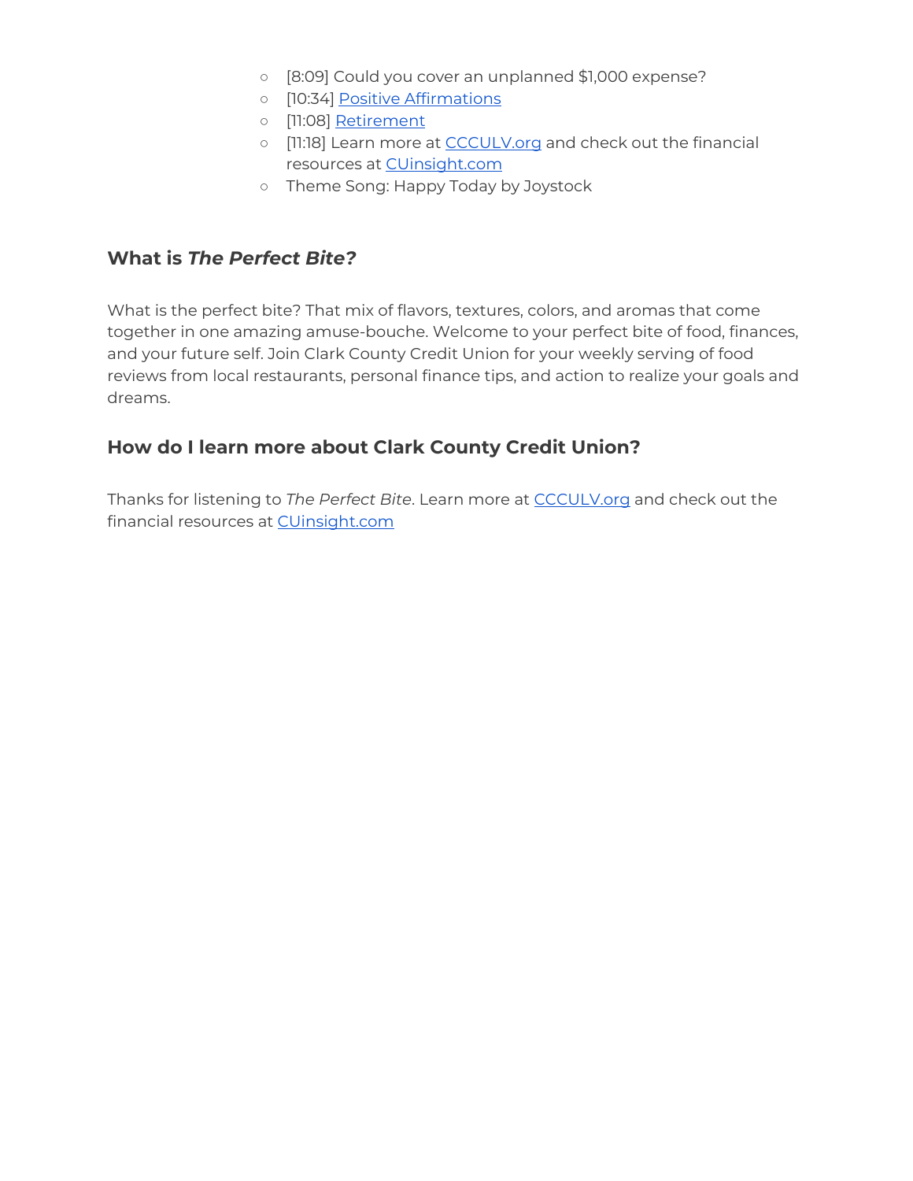- [8:09] Could you cover an unplanned $1,000 expense?
- [10:34] Positive Affirmations
- [11:08] Retirement
- [11:18] Learn more at CCCULV.org and check out the financial resources at CUinsight.com
- Theme Song: Happy Today by Joystock

## What is *The Perfect Bite?*

What is the perfect bite? That mix of flavors, textures, colors, and aromas that come together in one amazing amuse-bouche. Welcome to your perfect bite of food, finances, and your future self. Join Clark County Credit Union for your weekly serving of food reviews from local restaurants, personal finance tips, and action to realize your goals and dreams.

## How do I learn more about Clark County Credit Union?

Thanks for listening to *The Perfect Bite*. Learn more at CCCULV.org and check out the financial resources at CUinsight.com